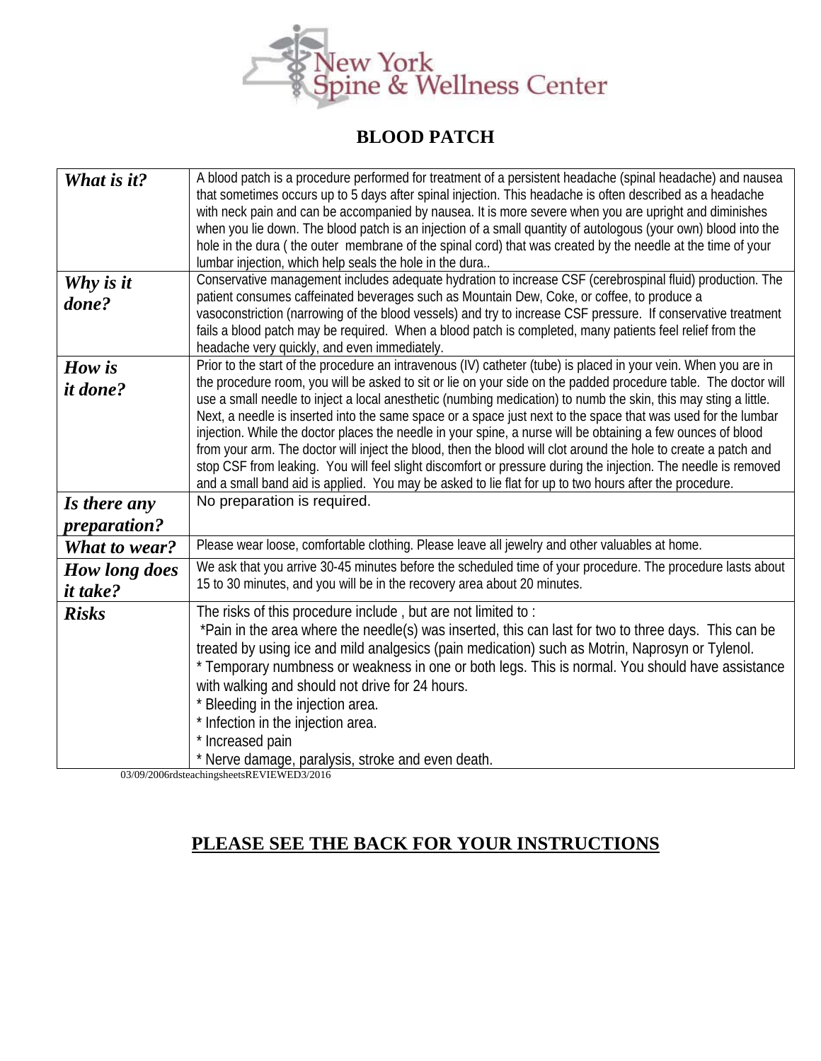New York Spine & Wellness Center

# BLOOD PATCH

| | |
|---|---|
| ***What is it?*** | A blood patch is a procedure performed for treatment of a persistent headache (spinal headache) and nausea that sometimes occurs up to 5 days after spinal injection. This headache is often described as a headache with neck pain and can be accompanied by nausea. It is more severe when you are upright and diminishes when you lie down. The blood patch is an injection of a small quantity of autologous (your own) blood into the hole in the dura ( the outer membrane of the spinal cord) that was created by the needle at the time of your lumbar injection, which help seals the hole in the dura.. |
| ***Why is it done?*** | Conservative management includes adequate hydration to increase CSF (cerebrospinal fluid) production. The patient consumes caffeinated beverages such as Mountain Dew, Coke, or coffee, to produce a vasoconstriction (narrowing of the blood vessels) and try to increase CSF pressure. If conservative treatment fails a blood patch may be required. When a blood patch is completed, many patients feel relief from the headache very quickly, and even immediately. |
| ***How is it done?*** | Prior to the start of the procedure an intravenous (IV) catheter (tube) is placed in your vein. When you are in the procedure room, you will be asked to sit or lie on your side on the padded procedure table. The doctor will use a small needle to inject a local anesthetic (numbing medication) to numb the skin, this may sting a little. Next, a needle is inserted into the same space or a space just next to the space that was used for the lumbar injection. While the doctor places the needle in your spine, a nurse will be obtaining a few ounces of blood from your arm. The doctor will inject the blood, then the blood will clot around the hole to create a patch and stop CSF from leaking. You will feel slight discomfort or pressure during the injection. The needle is removed and a small band aid is applied. You may be asked to lie flat for up to two hours after the procedure. |
| ***Is there any preparation?*** | No preparation is required. |
| ***What to wear?*** | Please wear loose, comfortable clothing. Please leave all jewelry and other valuables at home. |
| ***How long does it take?*** | We ask that you arrive 30-45 minutes before the scheduled time of your procedure. The procedure lasts about 15 to 30 minutes, and you will be in the recovery area about 20 minutes. |
| ***Risks*** | The risks of this procedure include , but are not limited to :<br>*Pain in the area where the needle(s) was inserted, this can last for two to three days. This can be treated by using ice and mild analgesics (pain medication) such as Motrin, Naprosyn or Tylenol.<br>* Temporary numbness or weakness in one or both legs. This is normal. You should have assistance with walking and should not drive for 24 hours.<br>* Bleeding in the injection area.<br>* Infection in the injection area.<br>* Increased pain<br>* Nerve damage, paralysis, stroke and even death. |

03/09/2006rdsteachingsheetsREVIEWED3/2016

**<u>PLEASE SEE THE BACK FOR YOUR INSTRUCTIONS</u>**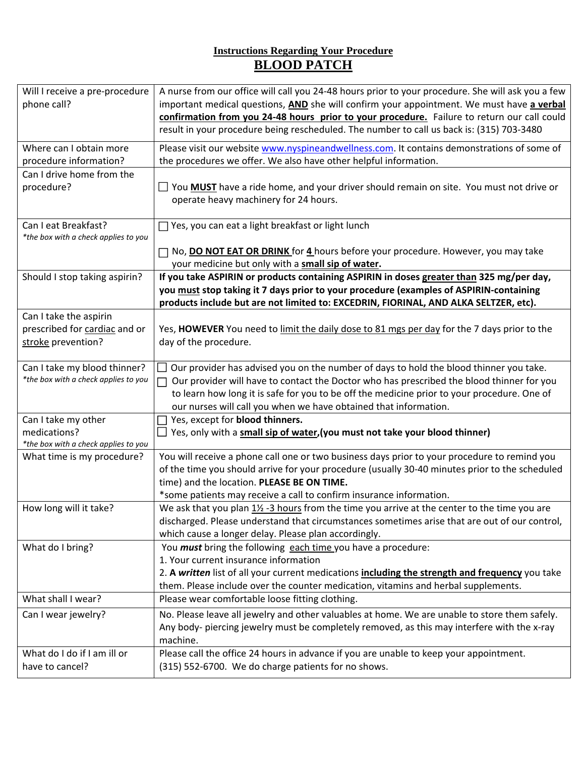**Instructions Regarding Your Procedure**

# BLOOD PATCH

| | |
|---|---|
| Will I receive a pre-procedure phone call? | A nurse from our office will call you 24-48 hours prior to your procedure. She will ask you a few important medical questions, **AND** she will confirm your appointment. We must have **a verbal confirmation from you 24-48 hours prior to your procedure.** Failure to return our call could result in your procedure being rescheduled. The number to call us back is: (315) 703-3480 |
| Where can I obtain more procedure information? | Please visit our website www.nyspineandwellness.com. It contains demonstrations of some of the procedures we offer. We also have other helpful information. |
| Can I drive home from the procedure? | ☐ You **MUST** have a ride home, and your driver should remain on site. You must not drive or operate heavy machinery for 24 hours. |
| Can I eat Breakfast? *\*the box with a check applies to you* | ☐ Yes, you can eat a light breakfast or light lunch<br><br>☐ No, **DO NOT EAT OR DRINK** for **4** hours before your procedure. However, you may take your medicine but only with a **small sip of water.** |
| Should I stop taking aspirin? | **If you take ASPIRIN or products containing ASPIRIN in doses greater than 325 mg/per day, you must stop taking it 7 days prior to your procedure (examples of ASPIRIN-containing products include but are not limited to: EXCEDRIN, FIORINAL, AND ALKA SELTZER, etc).** |
| Can I take the aspirin prescribed for cardiac and or stroke prevention? | Yes, **HOWEVER** You need to limit the daily dose to 81 mgs per day for the 7 days prior to the day of the procedure. |
| Can I take my blood thinner? *\*the box with a check applies to you* | ☐ Our provider has advised you on the number of days to hold the blood thinner you take.<br>☐ Our provider will have to contact the Doctor who has prescribed the blood thinner for you to learn how long it is safe for you to be off the medicine prior to your procedure. One of our nurses will call you when we have obtained that information. |
| Can I take my other medications? *\*the box with a check applies to you* | ☐ Yes, except for **blood thinners.**<br>☐ Yes, only with a **small sip of water,(you must not take your blood thinner)** |
| What time is my procedure? | You will receive a phone call one or two business days prior to your procedure to remind you of the time you should arrive for your procedure (usually 30-40 minutes prior to the scheduled time) and the location. **PLEASE BE ON TIME.**<br>\*some patients may receive a call to confirm insurance information. |
| How long will it take? | We ask that you plan 1½ -3 hours from the time you arrive at the center to the time you are discharged. Please understand that circumstances sometimes arise that are out of our control, which cause a longer delay. Please plan accordingly. |
| What do I bring? | You ***must*** bring the following each time you have a procedure:<br>1. Your current insurance information<br>2. **A *written*** list of all your current medications **including the strength and frequency** you take them. Please include over the counter medication, vitamins and herbal supplements. |
| What shall I wear? | Please wear comfortable loose fitting clothing. |
| Can I wear jewelry? | No. Please leave all jewelry and other valuables at home. We are unable to store them safely. Any body- piercing jewelry must be completely removed, as this may interfere with the x-ray machine. |
| What do I do if I am ill or have to cancel? | Please call the office 24 hours in advance if you are unable to keep your appointment. (315) 552-6700. We do charge patients for no shows. |